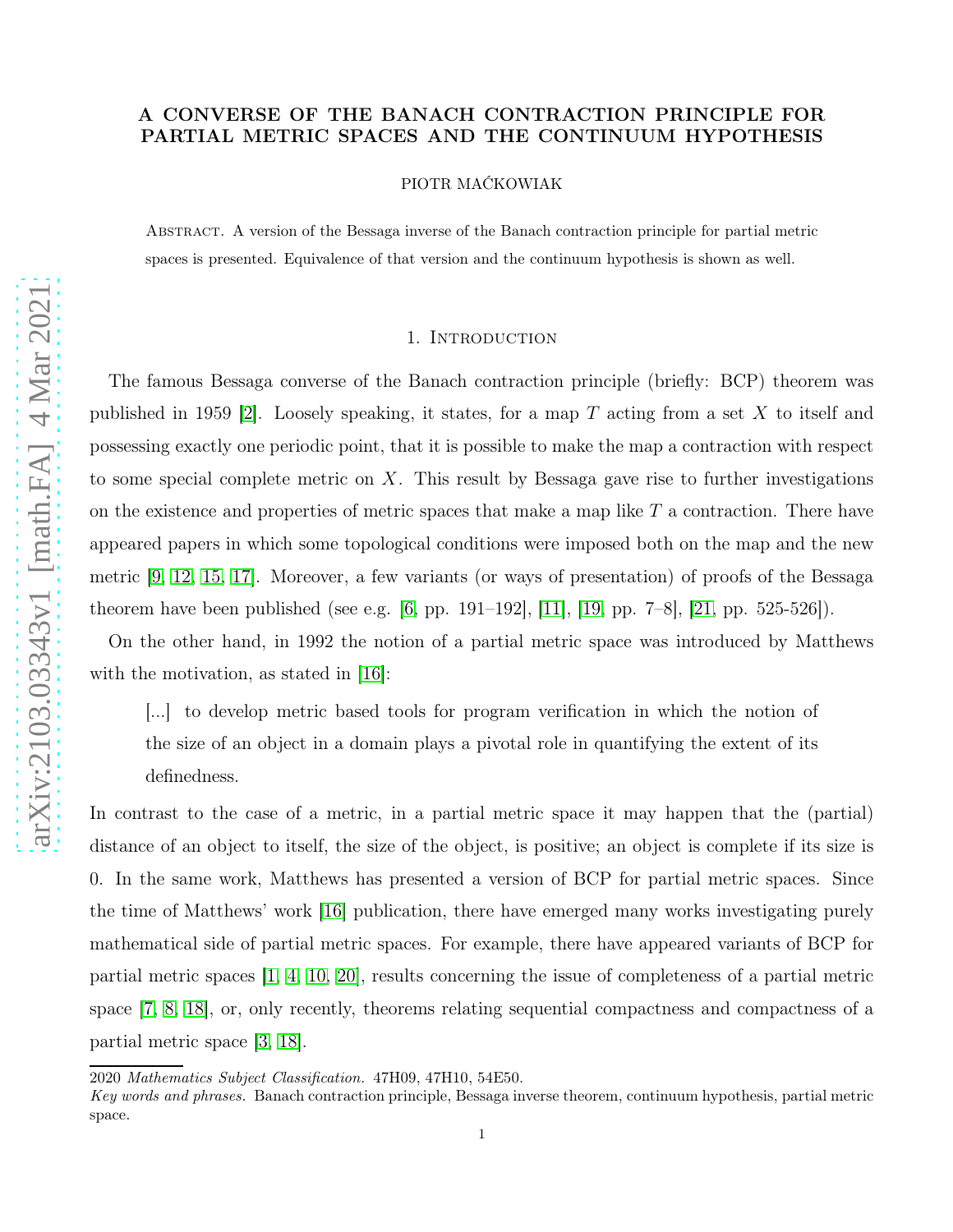# A CONVERSE OF THE BANACH CONTRACTION PRINCIPLE FOR PARTIAL METRIC SPACES AND THE CONTINUUM HYPOTHESIS

PIOTR MAĆKOWIAK

Abstract. A version of the Bessaga inverse of the Banach contraction principle for partial metric spaces is presented. Equivalence of that version and the continuum hypothesis is shown as well.

## 1. Introduction

The famous Bessaga converse of the Banach contraction principle (briefly: BCP) theorem was published in 1959 [2]. Loosely speaking, it states, for a map $T$ acting from a set $X$ to itself and possessing exactly one periodic point, that it is possible to make the map a contraction with respect to some special complete metric on $X$. This result by Bessaga gave rise to further investigations on the existence and properties of metric spaces that make a map like $T$ a contraction. There have appeared papers in which some topological conditions were imposed both on the map and the new metric [9, 12, 15, 17]. Moreover, a few variants (or ways of presentation) of proofs of the Bessaga theorem have been published (see e.g. [6, pp. 191–192], [11], [19, pp. 7–8], [21, pp. 525-526]).

On the other hand, in 1992 the notion of a partial metric space was introduced by Matthews with the motivation, as stated in [16]:

> [...] to develop metric based tools for program verification in which the notion of the size of an object in a domain plays a pivotal role in quantifying the extent of its definedness.

In contrast to the case of a metric, in a partial metric space it may happen that the (partial) distance of an object to itself, the size of the object, is positive; an object is complete if its size is 0. In the same work, Matthews has presented a version of BCP for partial metric spaces. Since the time of Matthews' work [16] publication, there have emerged many works investigating purely mathematical side of partial metric spaces. For example, there have appeared variants of BCP for partial metric spaces [1, 4, 10, 20], results concerning the issue of completeness of a partial metric space [7, 8, 18], or, only recently, theorems relating sequential compactness and compactness of a partial metric space [3, 18].

2020 *Mathematics Subject Classification.* 47H09, 47H10, 54E50.

*Key words and phrases.* Banach contraction principle, Bessaga inverse theorem, continuum hypothesis, partial metric space.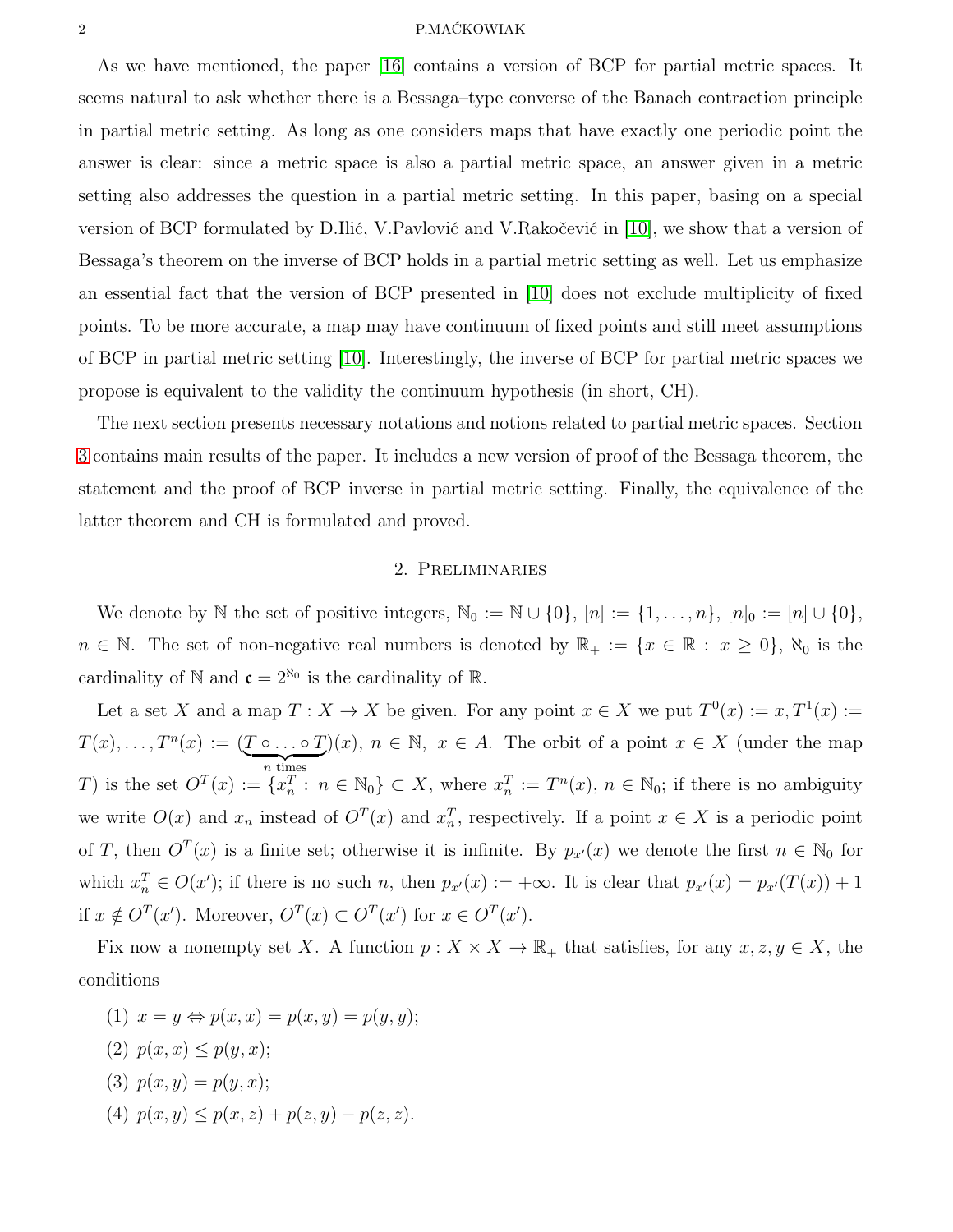As we have mentioned, the paper [16] contains a version of BCP for partial metric spaces. It seems natural to ask whether there is a Bessaga–type converse of the Banach contraction principle in partial metric setting. As long as one considers maps that have exactly one periodic point the answer is clear: since a metric space is also a partial metric space, an answer given in a metric setting also addresses the question in a partial metric setting. In this paper, basing on a special version of BCP formulated by D.Ilić, V.Pavlović and V.Rakočević in [10], we show that a version of Bessaga's theorem on the inverse of BCP holds in a partial metric setting as well. Let us emphasize an essential fact that the version of BCP presented in [10] does not exclude multiplicity of fixed points. To be more accurate, a map may have continuum of fixed points and still meet assumptions of BCP in partial metric setting [10]. Interestingly, the inverse of BCP for partial metric spaces we propose is equivalent to the validity the continuum hypothesis (in short, CH).

The next section presents necessary notations and notions related to partial metric spaces. Section 3 contains main results of the paper. It includes a new version of proof of the Bessaga theorem, the statement and the proof of BCP inverse in partial metric setting. Finally, the equivalence of the latter theorem and CH is formulated and proved.

## 2. Preliminaries

We denote by $\mathbb{N}$ the set of positive integers, $\mathbb{N}_0 := \mathbb{N} \cup \{0\}$, $[n] := \{1, \ldots, n\}$, $[n]_0 := [n] \cup \{0\}$, $n \in \mathbb{N}$. The set of non-negative real numbers is denoted by $\mathbb{R}_+ := \{x \in \mathbb{R} : x \geq 0\}$, $\aleph_0$ is the cardinality of $\mathbb{N}$ and $\mathfrak{c} = 2^{\aleph_0}$ is the cardinality of $\mathbb{R}$.

Let a set $X$ and a map $T : X \to X$ be given. For any point $x \in X$ we put $T^0(x) := x, T^1(x) := T(x), \ldots, T^n(x) := (\underbrace{T \circ \ldots \circ T}_{n \text{ times}})(x)$, $n \in \mathbb{N}$, $x \in A$. The orbit of a point $x \in X$ (under the map $T$) is the set $O^T(x) := \{x_n^T : n \in \mathbb{N}_0\} \subset X$, where $x_n^T := T^n(x)$, $n \in \mathbb{N}_0$; if there is no ambiguity we write $O(x)$ and $x_n$ instead of $O^T(x)$ and $x_n^T$, respectively. If a point $x \in X$ is a periodic point of $T$, then $O^T(x)$ is a finite set; otherwise it is infinite. By $p_{x'}(x)$ we denote the first $n \in \mathbb{N}_0$ for which $x_n^T \in O(x')$; if there is no such $n$, then $p_{x'}(x) := +\infty$. It is clear that $p_{x'}(x) = p_{x'}(T(x)) + 1$ if $x \notin O^T(x')$. Moreover, $O^T(x) \subset O^T(x')$ for $x \in O^T(x')$.

Fix now a nonempty set $X$. A function $p : X \times X \to \mathbb{R}_+$ that satisfies, for any $x, z, y \in X$, the conditions

(1) $x = y \Leftrightarrow p(x, x) = p(x, y) = p(y, y)$;

(2) $p(x, x) \leq p(y, x)$;

(3) $p(x, y) = p(y, x)$;

(4) $p(x, y) \leq p(x, z) + p(z, y) - p(z, z)$.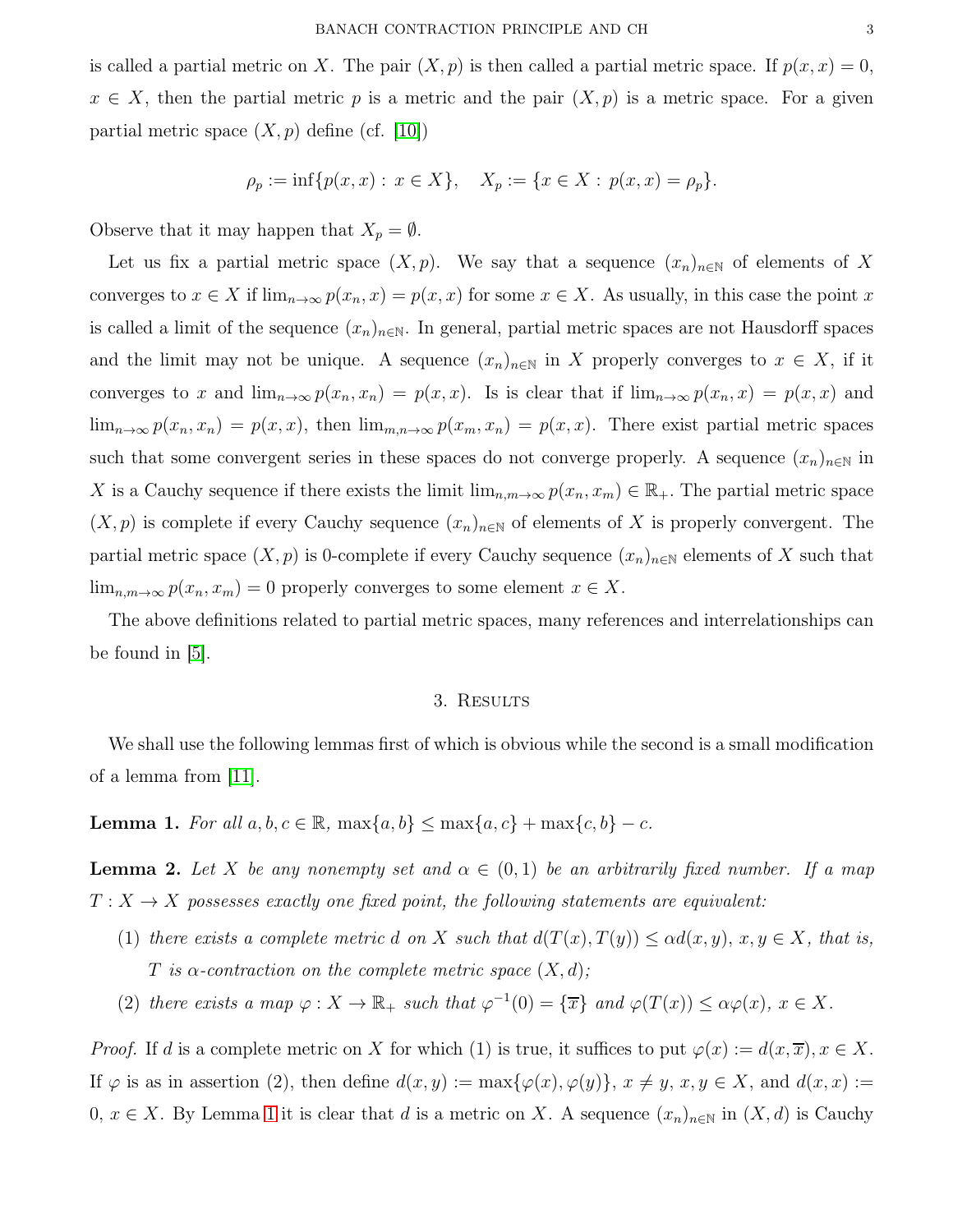is called a partial metric on $X$. The pair $(X, p)$ is then called a partial metric space. If $p(x, x) = 0$, $x \in X$, then the partial metric $p$ is a metric and the pair $(X, p)$ is a metric space. For a given partial metric space $(X, p)$ define (cf. [10])

$$\rho_p := \inf\{p(x, x) : x \in X\}, \quad X_p := \{x \in X : p(x, x) = \rho_p\}.$$

Observe that it may happen that $X_p = \emptyset$.

Let us fix a partial metric space $(X, p)$. We say that a sequence $(x_n)_{n\in\mathbb{N}}$ of elements of $X$ converges to $x \in X$ if $\lim_{n\to\infty} p(x_n, x) = p(x, x)$ for some $x \in X$. As usually, in this case the point $x$ is called a limit of the sequence $(x_n)_{n\in\mathbb{N}}$. In general, partial metric spaces are not Hausdorff spaces and the limit may not be unique. A sequence $(x_n)_{n\in\mathbb{N}}$ in $X$ properly converges to $x \in X$, if it converges to $x$ and $\lim_{n\to\infty} p(x_n, x_n) = p(x, x)$. Is is clear that if $\lim_{n\to\infty} p(x_n, x) = p(x, x)$ and $\lim_{n\to\infty} p(x_n, x_n) = p(x, x)$, then $\lim_{m,n\to\infty} p(x_m, x_n) = p(x, x)$. There exist partial metric spaces such that some convergent series in these spaces do not converge properly. A sequence $(x_n)_{n\in\mathbb{N}}$ in $X$ is a Cauchy sequence if there exists the limit $\lim_{n,m\to\infty} p(x_n, x_m) \in \mathbb{R}_+$. The partial metric space $(X, p)$ is complete if every Cauchy sequence $(x_n)_{n\in\mathbb{N}}$ of elements of $X$ is properly convergent. The partial metric space $(X, p)$ is 0-complete if every Cauchy sequence $(x_n)_{n\in\mathbb{N}}$ elements of $X$ such that $\lim_{n,m\to\infty} p(x_n, x_m) = 0$ properly converges to some element $x \in X$.

The above definitions related to partial metric spaces, many references and interrelationships can be found in [5].

## 3. Results

We shall use the following lemmas first of which is obvious while the second is a small modification of a lemma from [11].

**Lemma 1.** *For all $a, b, c \in \mathbb{R}$, $\max\{a, b\} \leq \max\{a, c\} + \max\{c, b\} - c$.*

**Lemma 2.** *Let $X$ be any nonempty set and $\alpha \in (0, 1)$ be an arbitrarily fixed number. If a map $T : X \to X$ possesses exactly one fixed point, the following statements are equivalent:*

1. *there exists a complete metric $d$ on $X$ such that $d(T(x), T(y)) \leq \alpha d(x, y)$, $x, y \in X$, that is, $T$ is $\alpha$-contraction on the complete metric space $(X, d)$;*
2. *there exists a map $\varphi : X \to \mathbb{R}_+$ such that $\varphi^{-1}(0) = \{\overline{x}\}$ and $\varphi(T(x)) \leq \alpha\varphi(x)$, $x \in X$.*

*Proof.* If $d$ is a complete metric on $X$ for which (1) is true, it suffices to put $\varphi(x) := d(x, \overline{x}), x \in X$. If $\varphi$ is as in assertion (2), then define $d(x, y) := \max\{\varphi(x), \varphi(y)\}$, $x \neq y$, $x, y \in X$, and $d(x, x) := 0$, $x \in X$. By Lemma 1 it is clear that $d$ is a metric on $X$. A sequence $(x_n)_{n\in\mathbb{N}}$ in $(X, d)$ is Cauchy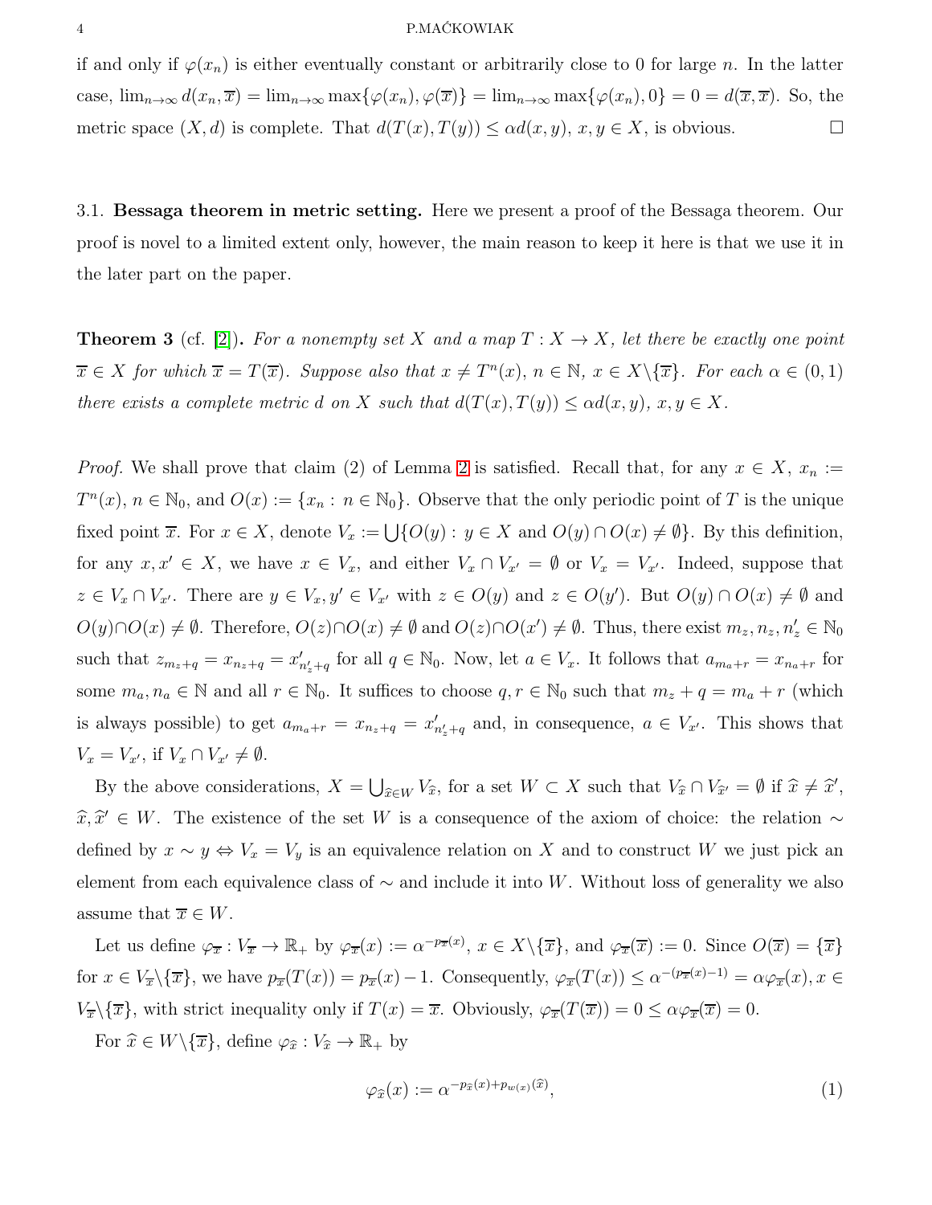if and only if $\varphi(x_n)$ is either eventually constant or arbitrarily close to 0 for large $n$. In the latter case, $\lim_{n\to\infty} d(x_n, \overline{x}) = \lim_{n\to\infty} \max\{\varphi(x_n), \varphi(\overline{x})\} = \lim_{n\to\infty} \max\{\varphi(x_n), 0\} = 0 = d(\overline{x}, \overline{x})$. So, the metric space $(X, d)$ is complete. That $d(T(x), T(y)) \le \alpha d(x, y)$, $x, y \in X$, is obvious. □

### 3.1. Bessaga theorem in metric setting.

Here we present a proof of the Bessaga theorem. Our proof is novel to a limited extent only, however, the main reason to keep it here is that we use it in the later part on the paper.

**Theorem 3** (cf. [2]). *For a nonempty set $X$ and a map $T : X \to X$, let there be exactly one point $\overline{x} \in X$ for which $\overline{x} = T(\overline{x})$. Suppose also that $x \ne T^n(x)$, $n \in \mathbb{N}$, $x \in X\backslash\{\overline{x}\}$. For each $\alpha \in (0, 1)$ there exists a complete metric $d$ on $X$ such that $d(T(x), T(y)) \le \alpha d(x, y)$, $x, y \in X$.*

*Proof.* We shall prove that claim (2) of Lemma 2 is satisfied. Recall that, for any $x \in X$, $x_n := T^n(x)$, $n \in \mathbb{N}_0$, and $O(x) := \{x_n : n \in \mathbb{N}_0\}$. Observe that the only periodic point of $T$ is the unique fixed point $\overline{x}$. For $x \in X$, denote $V_x := \bigcup\{O(y) : y \in X \text{ and } O(y) \cap O(x) \ne \emptyset\}$. By this definition, for any $x, x' \in X$, we have $x \in V_x$, and either $V_x \cap V_{x'} = \emptyset$ or $V_x = V_{x'}$. Indeed, suppose that $z \in V_x \cap V_{x'}$. There are $y \in V_x, y' \in V_{x'}$ with $z \in O(y)$ and $z \in O(y')$. But $O(y) \cap O(x) \ne \emptyset$ and $O(y) \cap O(x) \ne \emptyset$. Therefore, $O(z) \cap O(x) \ne \emptyset$ and $O(z) \cap O(x') \ne \emptyset$. Thus, there exist $m_z, n_z, n'_z \in \mathbb{N}_0$ such that $z_{m_z+q} = x_{n_z+q} = x'_{n'_z+q}$ for all $q \in \mathbb{N}_0$. Now, let $a \in V_x$. It follows that $a_{m_a+r} = x_{n_a+r}$ for some $m_a, n_a \in \mathbb{N}$ and all $r \in \mathbb{N}_0$. It suffices to choose $q, r \in \mathbb{N}_0$ such that $m_z + q = m_a + r$ (which is always possible) to get $a_{m_a+r} = x_{n_z+q} = x'_{n'_z+q}$ and, in consequence, $a \in V_{x'}$. This shows that $V_x = V_{x'}$, if $V_x \cap V_{x'} \ne \emptyset$.

By the above considerations, $X = \bigcup_{\widehat{x} \in W} V_{\widehat{x}}$, for a set $W \subset X$ such that $V_{\widehat{x}} \cap V_{\widehat{x}'} = \emptyset$ if $\widehat{x} \ne \widehat{x}'$, $\widehat{x}, \widehat{x}' \in W$. The existence of the set $W$ is a consequence of the axiom of choice: the relation $\sim$ defined by $x \sim y \Leftrightarrow V_x = V_y$ is an equivalence relation on $X$ and to construct $W$ we just pick an element from each equivalence class of $\sim$ and include it into $W$. Without loss of generality we also assume that $\overline{x} \in W$.

Let us define $\varphi_{\overline{x}} : V_{\overline{x}} \to \mathbb{R}_+$ by $\varphi_{\overline{x}}(x) := \alpha^{-p_{\overline{x}}(x)}$, $x \in X\backslash\{\overline{x}\}$, and $\varphi_{\overline{x}}(\overline{x}) := 0$. Since $O(\overline{x}) = \{\overline{x}\}$ for $x \in V_{\overline{x}}\backslash\{\overline{x}\}$, we have $p_{\overline{x}}(T(x)) = p_{\overline{x}}(x) - 1$. Consequently, $\varphi_{\overline{x}}(T(x)) \le \alpha^{-(p_{\overline{x}}(x)-1)} = \alpha\varphi_{\overline{x}}(x)$, $x \in V_{\overline{x}}\backslash\{\overline{x}\}$, with strict inequality only if $T(x) = \overline{x}$. Obviously, $\varphi_{\overline{x}}(T(\overline{x})) = 0 \le \alpha\varphi_{\overline{x}}(\overline{x}) = 0$.

For $\widehat{x} \in W\backslash\{\overline{x}\}$, define $\varphi_{\widehat{x}} : V_{\widehat{x}} \to \mathbb{R}_+$ by

$$\varphi_{\widehat{x}}(x) := \alpha^{-p_{\widehat{x}}(x)+p_{w(x)}(\widehat{x})}, \tag{1}$$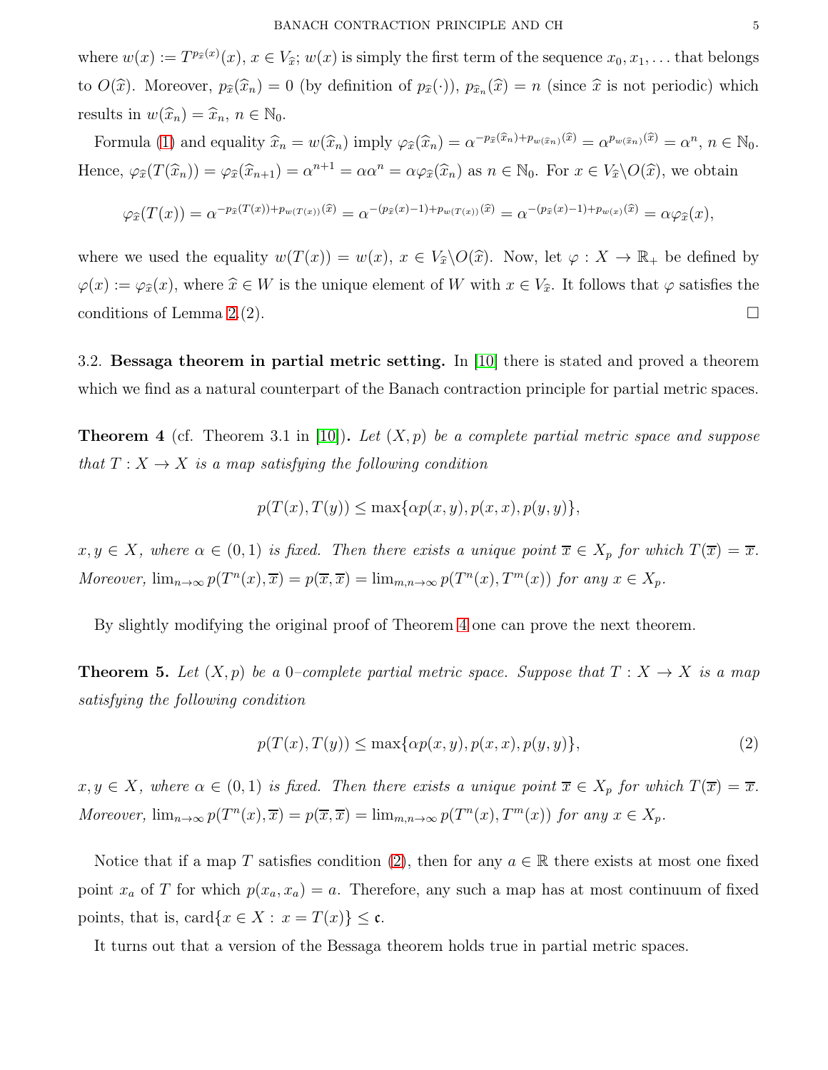where $w(x) := T^{p_{\widehat{x}}(x)}(x)$, $x \in V_{\widehat{x}}$; $w(x)$ is simply the first term of the sequence $x_0, x_1, \dots$ that belongs to $O(\widehat{x})$. Moreover, $p_{\widehat{x}}(\widehat{x}_n) = 0$ (by definition of $p_{\widehat{x}}(\cdot)$), $p_{\widehat{x}_n}(\widehat{x}) = n$ (since $\widehat{x}$ is not periodic) which results in $w(\widehat{x}_n) = \widehat{x}_n$, $n \in \mathbb{N}_0$.

Formula (1) and equality $\widehat{x}_n = w(\widehat{x}_n)$ imply $\varphi_{\widehat{x}}(\widehat{x}_n) = \alpha^{-p_{\widehat{x}}(\widehat{x}_n)+p_{w(\widehat{x}_n)}(\widehat{x})} = \alpha^{p_{w(\widehat{x}_n)}(\widehat{x})} = \alpha^n$, $n \in \mathbb{N}_0$. Hence, $\varphi_{\widehat{x}}(T(\widehat{x}_n)) = \varphi_{\widehat{x}}(\widehat{x}_{n+1}) = \alpha^{n+1} = \alpha\alpha^n = \alpha\varphi_{\widehat{x}}(\widehat{x}_n)$ as $n \in \mathbb{N}_0$. For $x \in V_{\widehat{x}} \backslash O(\widehat{x})$, we obtain

$$\varphi_{\widehat{x}}(T(x)) = \alpha^{-p_{\widehat{x}}(T(x))+p_{w(T(x))}(\widehat{x})} = \alpha^{-(p_{\widehat{x}}(x)-1)+p_{w(T(x))}(\widehat{x})} = \alpha^{-(p_{\widehat{x}}(x)-1)+p_{w(x)}(\widehat{x})} = \alpha\varphi_{\widehat{x}}(x),$$

where we used the equality $w(T(x)) = w(x)$, $x \in V_{\widehat{x}} \backslash O(\widehat{x})$. Now, let $\varphi : X \to \mathbb{R}_+$ be defined by $\varphi(x) := \varphi_{\widehat{x}}(x)$, where $\widehat{x} \in W$ is the unique element of $W$ with $x \in V_{\widehat{x}}$. It follows that $\varphi$ satisfies the conditions of Lemma 2.(2). □

3.2. **Bessaga theorem in partial metric setting.** In [10] there is stated and proved a theorem which we find as a natural counterpart of the Banach contraction principle for partial metric spaces.

**Theorem 4** (cf. Theorem 3.1 in [10])**.** *Let $(X, p)$ be a complete partial metric space and suppose that $T : X \to X$ is a map satisfying the following condition*

$$p(T(x), T(y)) \leq \max\{\alpha p(x, y), p(x, x), p(y, y)\},$$

*$x, y \in X$, where $\alpha \in (0, 1)$ is fixed. Then there exists a unique point $\overline{x} \in X_p$ for which $T(\overline{x}) = \overline{x}$. Moreover, $\lim_{n\to\infty} p(T^n(x), \overline{x}) = p(\overline{x}, \overline{x}) = \lim_{m,n\to\infty} p(T^n(x), T^m(x))$ for any $x \in X_p$.*

By slightly modifying the original proof of Theorem 4 one can prove the next theorem.

**Theorem 5.** *Let $(X, p)$ be a 0–complete partial metric space. Suppose that $T : X \to X$ is a map satisfying the following condition*

$$p(T(x), T(y)) \leq \max\{\alpha p(x, y), p(x, x), p(y, y)\}, \tag{2}$$

*$x, y \in X$, where $\alpha \in (0, 1)$ is fixed. Then there exists a unique point $\overline{x} \in X_p$ for which $T(\overline{x}) = \overline{x}$. Moreover, $\lim_{n\to\infty} p(T^n(x), \overline{x}) = p(\overline{x}, \overline{x}) = \lim_{m,n\to\infty} p(T^n(x), T^m(x))$ for any $x \in X_p$.*

Notice that if a map $T$ satisfies condition (2), then for any $a \in \mathbb{R}$ there exists at most one fixed point $x_a$ of $T$ for which $p(x_a, x_a) = a$. Therefore, any such a map has at most continuum of fixed points, that is, $\text{card}\{x \in X : x = T(x)\} \leq \mathfrak{c}$.

It turns out that a version of the Bessaga theorem holds true in partial metric spaces.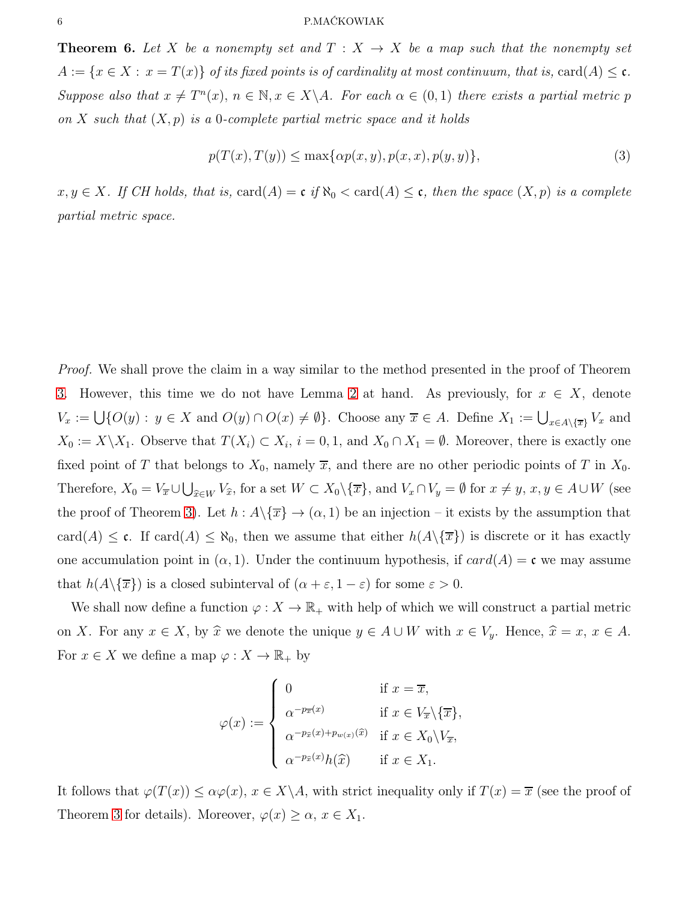**Theorem 6.** *Let $X$ be a nonempty set and $T : X \to X$ be a map such that the nonempty set $A := \{x \in X : x = T(x)\}$ of its fixed points is of cardinality at most continuum, that is, $\text{card}(A) \leq \mathfrak{c}$. Suppose also that $x \neq T^n(x)$, $n \in \mathbb{N}, x \in X\backslash A$. For each $\alpha \in (0, 1)$ there exists a partial metric $p$ on $X$ such that $(X, p)$ is a 0-complete partial metric space and it holds*

$$p(T(x), T(y)) \leq \max\{\alpha p(x, y), p(x, x), p(y, y)\}, \tag{3}$$

*$x, y \in X$. If CH holds, that is, $\text{card}(A) = \mathfrak{c}$ if $\aleph_0 < \text{card}(A) \leq \mathfrak{c}$, then the space $(X, p)$ is a complete partial metric space.*

*Proof.* We shall prove the claim in a way similar to the method presented in the proof of Theorem 3. However, this time we do not have Lemma 2 at hand. As previously, for $x \in X$, denote $V_x := \bigcup\{O(y) : y \in X \text{ and } O(y) \cap O(x) \neq \emptyset\}$. Choose any $\overline{x} \in A$. Define $X_1 := \bigcup_{x \in A\backslash\{\overline{x}\}} V_x$ and $X_0 := X\backslash X_1$. Observe that $T(X_i) \subset X_i$, $i = 0, 1$, and $X_0 \cap X_1 = \emptyset$. Moreover, there is exactly one fixed point of $T$ that belongs to $X_0$, namely $\overline{x}$, and there are no other periodic points of $T$ in $X_0$. Therefore, $X_0 = V_{\overline{x}} \cup \bigcup_{\widehat{x} \in W} V_{\widehat{x}}$, for a set $W \subset X_0\backslash\{\overline{x}\}$, and $V_x \cap V_y = \emptyset$ for $x \neq y$, $x, y \in A \cup W$ (see the proof of Theorem 3). Let $h : A\backslash\{\overline{x}\} \to (\alpha, 1)$ be an injection – it exists by the assumption that $\text{card}(A) \leq \mathfrak{c}$. If $\text{card}(A) \leq \aleph_0$, then we assume that either $h(A\backslash\{\overline{x}\})$ is discrete or it has exactly one accumulation point in $(\alpha, 1)$. Under the continuum hypothesis, if $card(A) = \mathfrak{c}$ we may assume that $h(A\backslash\{\overline{x}\})$ is a closed subinterval of $(\alpha + \varepsilon, 1 - \varepsilon)$ for some $\varepsilon > 0$.

We shall now define a function $\varphi : X \to \mathbb{R}_+$ with help of which we will construct a partial metric on $X$. For any $x \in X$, by $\widehat{x}$ we denote the unique $y \in A \cup W$ with $x \in V_y$. Hence, $\widehat{x} = x$, $x \in A$. For $x \in X$ we define a map $\varphi : X \to \mathbb{R}_+$ by

$$\varphi(x) := \begin{cases} 0 & \text{if } x = \overline{x}, \\ \alpha^{-p_{\overline{x}}(x)} & \text{if } x \in V_{\overline{x}}\backslash\{\overline{x}\}, \\ \alpha^{-p_{\widehat{x}}(x)+p_{w(x)}(\widehat{x})} & \text{if } x \in X_0\backslash V_{\overline{x}}, \\ \alpha^{-p_{\widehat{x}}(x)}h(\widehat{x}) & \text{if } x \in X_1. \end{cases}$$

It follows that $\varphi(T(x)) \leq \alpha\varphi(x)$, $x \in X\backslash A$, with strict inequality only if $T(x) = \overline{x}$ (see the proof of Theorem 3 for details). Moreover, $\varphi(x) \geq \alpha$, $x \in X_1$.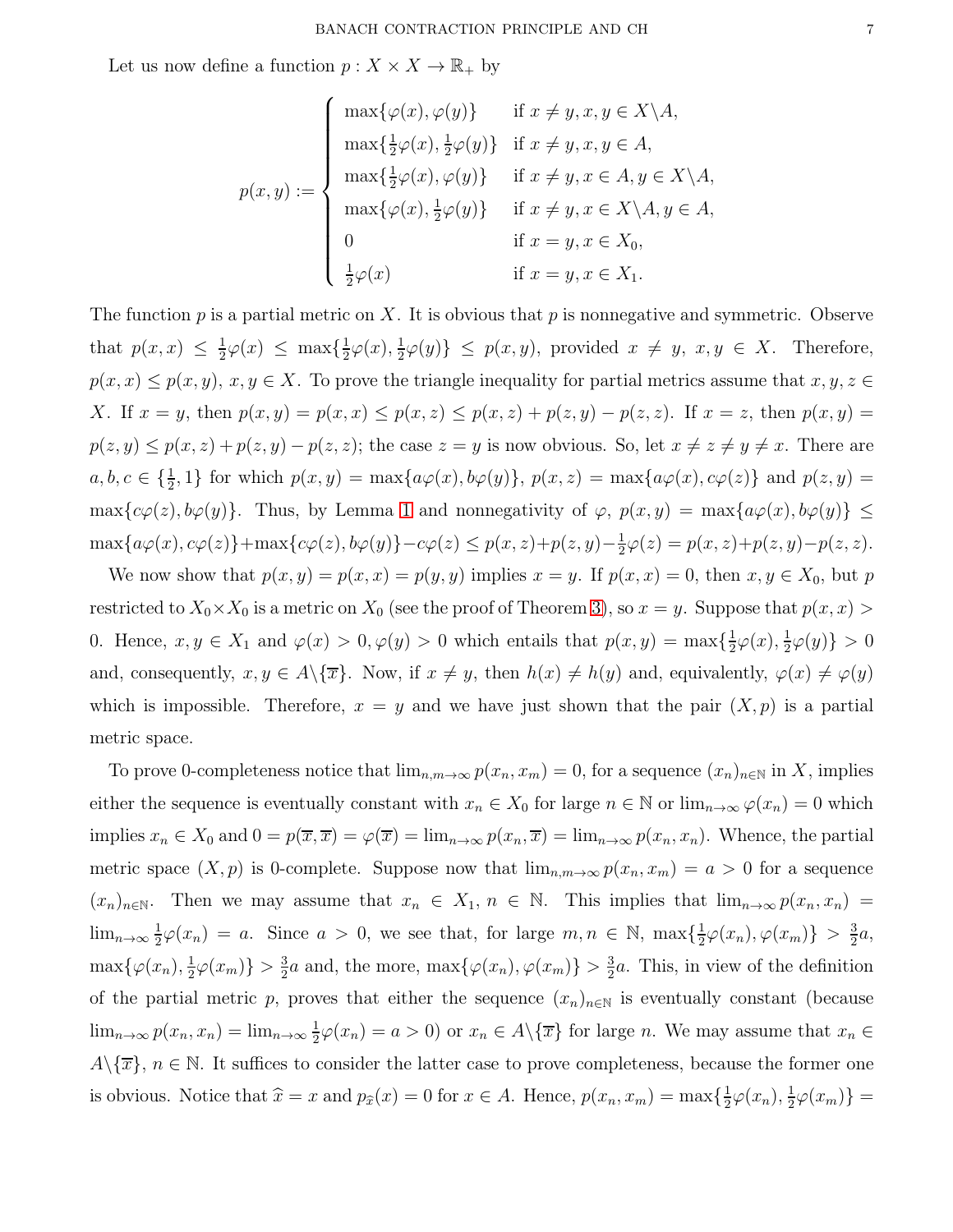Let us now define a function $p : X \times X \to \mathbb{R}_+$ by

$$p(x,y) := \begin{cases} \max\{\varphi(x), \varphi(y)\} & \text{if } x \neq y, x, y \in X \backslash A, \\ \max\{\frac{1}{2}\varphi(x), \frac{1}{2}\varphi(y)\} & \text{if } x \neq y, x, y \in A, \\ \max\{\frac{1}{2}\varphi(x), \varphi(y)\} & \text{if } x \neq y, x \in A, y \in X \backslash A, \\ \max\{\varphi(x), \frac{1}{2}\varphi(y)\} & \text{if } x \neq y, x \in X \backslash A, y \in A, \\ 0 & \text{if } x = y, x \in X_0, \\ \frac{1}{2}\varphi(x) & \text{if } x = y, x \in X_1. \end{cases}$$

The function $p$ is a partial metric on $X$. It is obvious that $p$ is nonnegative and symmetric. Observe that $p(x,x) \leq \frac{1}{2}\varphi(x) \leq \max\{\frac{1}{2}\varphi(x), \frac{1}{2}\varphi(y)\} \leq p(x,y)$, provided $x \neq y$, $x, y \in X$. Therefore, $p(x,x) \leq p(x,y)$, $x, y \in X$. To prove the triangle inequality for partial metrics assume that $x, y, z \in X$. If $x = y$, then $p(x,y) = p(x,x) \leq p(x,z) \leq p(x,z) + p(z,y) - p(z,z)$. If $x = z$, then $p(x,y) = p(z,y) \leq p(x,z) + p(z,y) - p(z,z)$; the case $z = y$ is now obvious. So, let $x \neq z \neq y \neq x$. There are $a, b, c \in \{\frac{1}{2}, 1\}$ for which $p(x,y) = \max\{a\varphi(x), b\varphi(y)\}$, $p(x,z) = \max\{a\varphi(x), c\varphi(z)\}$ and $p(z,y) = \max\{c\varphi(z), b\varphi(y)\}$. Thus, by Lemma 1 and nonnegativity of $\varphi$, $p(x,y) = \max\{a\varphi(x), b\varphi(y)\} \leq \max\{a\varphi(x), c\varphi(z)\} + \max\{c\varphi(z), b\varphi(y)\} - c\varphi(z) \leq p(x,z) + p(z,y) - \frac{1}{2}\varphi(z) = p(x,z) + p(z,y) - p(z,z)$.

We now show that $p(x,y) = p(x,x) = p(y,y)$ implies $x = y$. If $p(x,x) = 0$, then $x, y \in X_0$, but $p$ restricted to $X_0 \times X_0$ is a metric on $X_0$ (see the proof of Theorem 3), so $x = y$. Suppose that $p(x,x) > 0$. Hence, $x, y \in X_1$ and $\varphi(x) > 0, \varphi(y) > 0$ which entails that $p(x,y) = \max\{\frac{1}{2}\varphi(x), \frac{1}{2}\varphi(y)\} > 0$ and, consequently, $x, y \in A \backslash \{\overline{x}\}$. Now, if $x \neq y$, then $h(x) \neq h(y)$ and, equivalently, $\varphi(x) \neq \varphi(y)$ which is impossible. Therefore, $x = y$ and we have just shown that the pair $(X, p)$ is a partial metric space.

To prove 0-completeness notice that $\lim_{n,m\to\infty} p(x_n, x_m) = 0$, for a sequence $(x_n)_{n\in\mathbb{N}}$ in $X$, implies either the sequence is eventually constant with $x_n \in X_0$ for large $n \in \mathbb{N}$ or $\lim_{n\to\infty} \varphi(x_n) = 0$ which implies $x_n \in X_0$ and $0 = p(\overline{x}, \overline{x}) = \varphi(\overline{x}) = \lim_{n\to\infty} p(x_n, \overline{x}) = \lim_{n\to\infty} p(x_n, x_n)$. Whence, the partial metric space $(X, p)$ is 0-complete. Suppose now that $\lim_{n,m\to\infty} p(x_n, x_m) = a > 0$ for a sequence $(x_n)_{n\in\mathbb{N}}$. Then we may assume that $x_n \in X_1$, $n \in \mathbb{N}$. This implies that $\lim_{n\to\infty} p(x_n, x_n) = \lim_{n\to\infty} \frac{1}{2}\varphi(x_n) = a$. Since $a > 0$, we see that, for large $m, n \in \mathbb{N}$, $\max\{\frac{1}{2}\varphi(x_n), \varphi(x_m)\} > \frac{3}{2}a$, $\max\{\varphi(x_n), \frac{1}{2}\varphi(x_m)\} > \frac{3}{2}a$ and, the more, $\max\{\varphi(x_n), \varphi(x_m)\} > \frac{3}{2}a$. This, in view of the definition of the partial metric $p$, proves that either the sequence $(x_n)_{n\in\mathbb{N}}$ is eventually constant (because $\lim_{n\to\infty} p(x_n, x_n) = \lim_{n\to\infty} \frac{1}{2}\varphi(x_n) = a > 0$) or $x_n \in A \backslash \{\overline{x}\}$ for large $n$. We may assume that $x_n \in A \backslash \{\overline{x}\}$, $n \in \mathbb{N}$. It suffices to consider the latter case to prove completeness, because the former one is obvious. Notice that $\widehat{x} = x$ and $p_{\widehat{x}}(x) = 0$ for $x \in A$. Hence, $p(x_n, x_m) = \max\{\frac{1}{2}\varphi(x_n), \frac{1}{2}\varphi(x_m)\} =$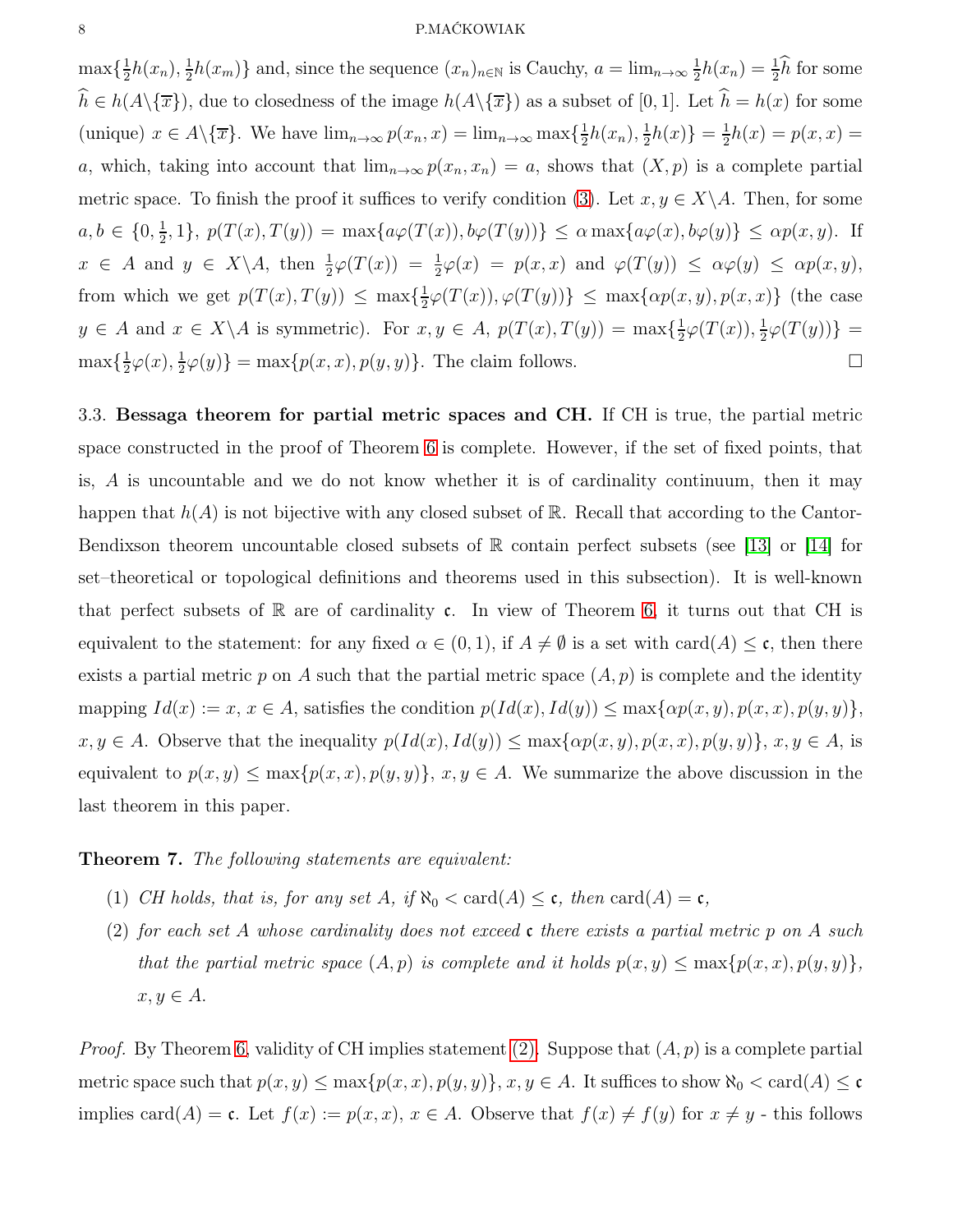$\max\{\frac{1}{2}h(x_n), \frac{1}{2}h(x_m)\}$ and, since the sequence $(x_n)_{n\in\mathbb{N}}$ is Cauchy, $a = \lim_{n\to\infty} \frac{1}{2}h(x_n) = \frac{1}{2}\widehat{h}$ for some $\widehat{h} \in h(A\backslash\{\overline{x}\})$, due to closedness of the image $h(A\backslash\{\overline{x}\})$ as a subset of $[0,1]$. Let $\widehat{h} = h(x)$ for some (unique) $x \in A\backslash\{\overline{x}\}$. We have $\lim_{n\to\infty} p(x_n, x) = \lim_{n\to\infty} \max\{\frac{1}{2}h(x_n), \frac{1}{2}h(x)\} = \frac{1}{2}h(x) = p(x,x) = a$, which, taking into account that $\lim_{n\to\infty} p(x_n, x_n) = a$, shows that $(X,p)$ is a complete partial metric space. To finish the proof it suffices to verify condition (3). Let $x, y \in X\backslash A$. Then, for some $a, b \in \{0, \frac{1}{2}, 1\}$, $p(T(x), T(y)) = \max\{a\varphi(T(x)), b\varphi(T(y))\} \leq \alpha \max\{a\varphi(x), b\varphi(y)\} \leq \alpha p(x,y)$. If $x \in A$ and $y \in X\backslash A$, then $\frac{1}{2}\varphi(T(x)) = \frac{1}{2}\varphi(x) = p(x,x)$ and $\varphi(T(y)) \leq \alpha\varphi(y) \leq \alpha p(x,y)$, from which we get $p(T(x), T(y)) \leq \max\{\frac{1}{2}\varphi(T(x)), \varphi(T(y))\} \leq \max\{\alpha p(x,y), p(x,x)\}$ (the case $y \in A$ and $x \in X\backslash A$ is symmetric). For $x, y \in A$, $p(T(x), T(y)) = \max\{\frac{1}{2}\varphi(T(x)), \frac{1}{2}\varphi(T(y))\} = \max\{\frac{1}{2}\varphi(x), \frac{1}{2}\varphi(y)\} = \max\{p(x,x), p(y,y)\}$. The claim follows. □

3.3. **Bessaga theorem for partial metric spaces and CH.** If CH is true, the partial metric space constructed in the proof of Theorem 6 is complete. However, if the set of fixed points, that is, $A$ is uncountable and we do not know whether it is of cardinality continuum, then it may happen that $h(A)$ is not bijective with any closed subset of $\mathbb{R}$. Recall that according to the Cantor-Bendixson theorem uncountable closed subsets of $\mathbb{R}$ contain perfect subsets (see [13] or [14] for set–theoretical or topological definitions and theorems used in this subsection). It is well-known that perfect subsets of $\mathbb{R}$ are of cardinality $\mathfrak{c}$. In view of Theorem 6, it turns out that CH is equivalent to the statement: for any fixed $\alpha \in (0,1)$, if $A \neq \emptyset$ is a set with $\text{card}(A) \leq \mathfrak{c}$, then there exists a partial metric $p$ on $A$ such that the partial metric space $(A,p)$ is complete and the identity mapping $Id(x) := x$, $x \in A$, satisfies the condition $p(Id(x), Id(y)) \leq \max\{\alpha p(x,y), p(x,x), p(y,y)\}$, $x, y \in A$. Observe that the inequality $p(Id(x), Id(y)) \leq \max\{\alpha p(x,y), p(x,x), p(y,y)\}$, $x, y \in A$, is equivalent to $p(x,y) \leq \max\{p(x,x), p(y,y)\}$, $x, y \in A$. We summarize the above discussion in the last theorem in this paper.

**Theorem 7.** *The following statements are equivalent:*

1. *CH holds, that is, for any set $A$, if $\aleph_0 < \text{card}(A) \leq \mathfrak{c}$, then $\text{card}(A) = \mathfrak{c}$,*
2. *for each set $A$ whose cardinality does not exceed $\mathfrak{c}$ there exists a partial metric $p$ on $A$ such that the partial metric space $(A,p)$ is complete and it holds $p(x,y) \leq \max\{p(x,x), p(y,y)\}$, $x, y \in A$.*

*Proof.* By Theorem 6, validity of CH implies statement (2). Suppose that $(A,p)$ is a complete partial metric space such that $p(x,y) \leq \max\{p(x,x), p(y,y)\}$, $x, y \in A$. It suffices to show $\aleph_0 < \text{card}(A) \leq \mathfrak{c}$ implies $\text{card}(A) = \mathfrak{c}$. Let $f(x) := p(x,x)$, $x \in A$. Observe that $f(x) \neq f(y)$ for $x \neq y$ - this follows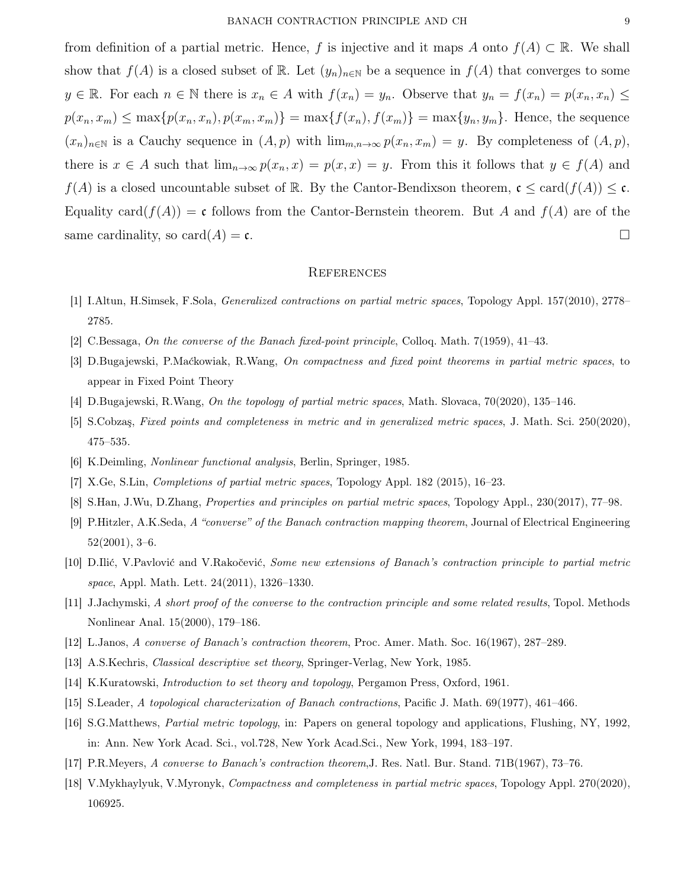from definition of a partial metric. Hence, $f$ is injective and it maps $A$ onto $f(A) \subset \mathbb{R}$. We shall show that $f(A)$ is a closed subset of $\mathbb{R}$. Let $(y_n)_{n\in\mathbb{N}}$ be a sequence in $f(A)$ that converges to some $y \in \mathbb{R}$. For each $n \in \mathbb{N}$ there is $x_n \in A$ with $f(x_n) = y_n$. Observe that $y_n = f(x_n) = p(x_n, x_n) \leq p(x_n, x_m) \leq \max\{p(x_n, x_n), p(x_m, x_m)\} = \max\{f(x_n), f(x_m)\} = \max\{y_n, y_m\}$. Hence, the sequence $(x_n)_{n\in\mathbb{N}}$ is a Cauchy sequence in $(A, p)$ with $\lim_{m,n\to\infty} p(x_n, x_m) = y$. By completeness of $(A, p)$, there is $x \in A$ such that $\lim_{n\to\infty} p(x_n, x) = p(x, x) = y$. From this it follows that $y \in f(A)$ and $f(A)$ is a closed uncountable subset of $\mathbb{R}$. By the Cantor-Bendixson theorem, $\mathfrak{c} \leq \text{card}(f(A)) \leq \mathfrak{c}$. Equality $\text{card}(f(A)) = \mathfrak{c}$ follows from the Cantor-Bernstein theorem. But $A$ and $f(A)$ are of the same cardinality, so $\text{card}(A) = \mathfrak{c}$. $\square$

## References

[1] I.Altun, H.Simsek, F.Sola, *Generalized contractions on partial metric spaces*, Topology Appl. 157(2010), 2778–2785.

[2] C.Bessaga, *On the converse of the Banach fixed-point principle*, Colloq. Math. 7(1959), 41–43.

[3] D.Bugajewski, P.Maćkowiak, R.Wang, *On compactness and fixed point theorems in partial metric spaces*, to appear in Fixed Point Theory

[4] D.Bugajewski, R.Wang, *On the topology of partial metric spaces*, Math. Slovaca, 70(2020), 135–146.

[5] S.Cobzaş, *Fixed points and completeness in metric and in generalized metric spaces*, J. Math. Sci. 250(2020), 475–535.

[6] K.Deimling, *Nonlinear functional analysis*, Berlin, Springer, 1985.

[7] X.Ge, S.Lin, *Completions of partial metric spaces*, Topology Appl. 182 (2015), 16–23.

[8] S.Han, J.Wu, D.Zhang, *Properties and principles on partial metric spaces*, Topology Appl., 230(2017), 77–98.

[9] P.Hitzler, A.K.Seda, *A "converse" of the Banach contraction mapping theorem*, Journal of Electrical Engineering 52(2001), 3–6.

[10] D.Ilić, V.Pavlović and V.Rakočević, *Some new extensions of Banach's contraction principle to partial metric space*, Appl. Math. Lett. 24(2011), 1326–1330.

[11] J.Jachymski, *A short proof of the converse to the contraction principle and some related results*, Topol. Methods Nonlinear Anal. 15(2000), 179–186.

[12] L.Janos, *A converse of Banach's contraction theorem*, Proc. Amer. Math. Soc. 16(1967), 287–289.

[13] A.S.Kechris, *Classical descriptive set theory*, Springer-Verlag, New York, 1985.

[14] K.Kuratowski, *Introduction to set theory and topology*, Pergamon Press, Oxford, 1961.

[15] S.Leader, *A topological characterization of Banach contractions*, Pacific J. Math. 69(1977), 461–466.

[16] S.G.Matthews, *Partial metric topology*, in: Papers on general topology and applications, Flushing, NY, 1992, in: Ann. New York Acad. Sci., vol.728, New York Acad.Sci., New York, 1994, 183–197.

[17] P.R.Meyers, *A converse to Banach's contraction theorem*,J. Res. Natl. Bur. Stand. 71B(1967), 73–76.

[18] V.Mykhaylyuk, V.Myronyk, *Compactness and completeness in partial metric spaces*, Topology Appl. 270(2020), 106925.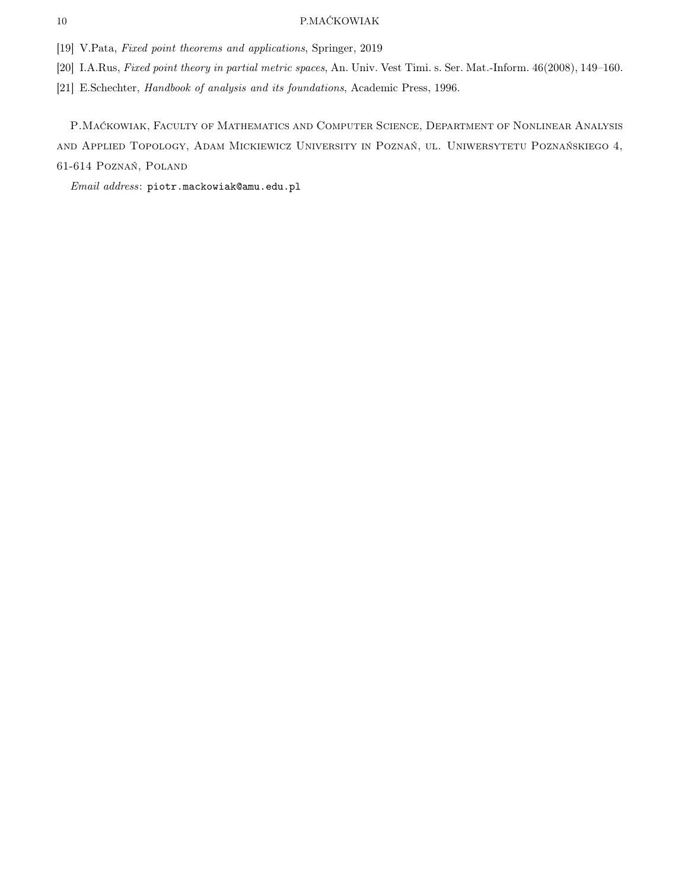[19] V.Pata, *Fixed point theorems and applications*, Springer, 2019

[20] I.A.Rus, *Fixed point theory in partial metric spaces*, An. Univ. Vest Timi. s. Ser. Mat.-Inform. 46(2008), 149–160.

[21] E.Schechter, *Handbook of analysis and its foundations*, Academic Press, 1996.

P.Maćkowiak, Faculty of Mathematics and Computer Science, Department of Nonlinear Analysis and Applied Topology, Adam Mickiewicz University in Poznań, ul. Uniwersytetu Poznańskiego 4, 61-614 Poznań, Poland

*Email address*: `piotr.mackowiak@amu.edu.pl`